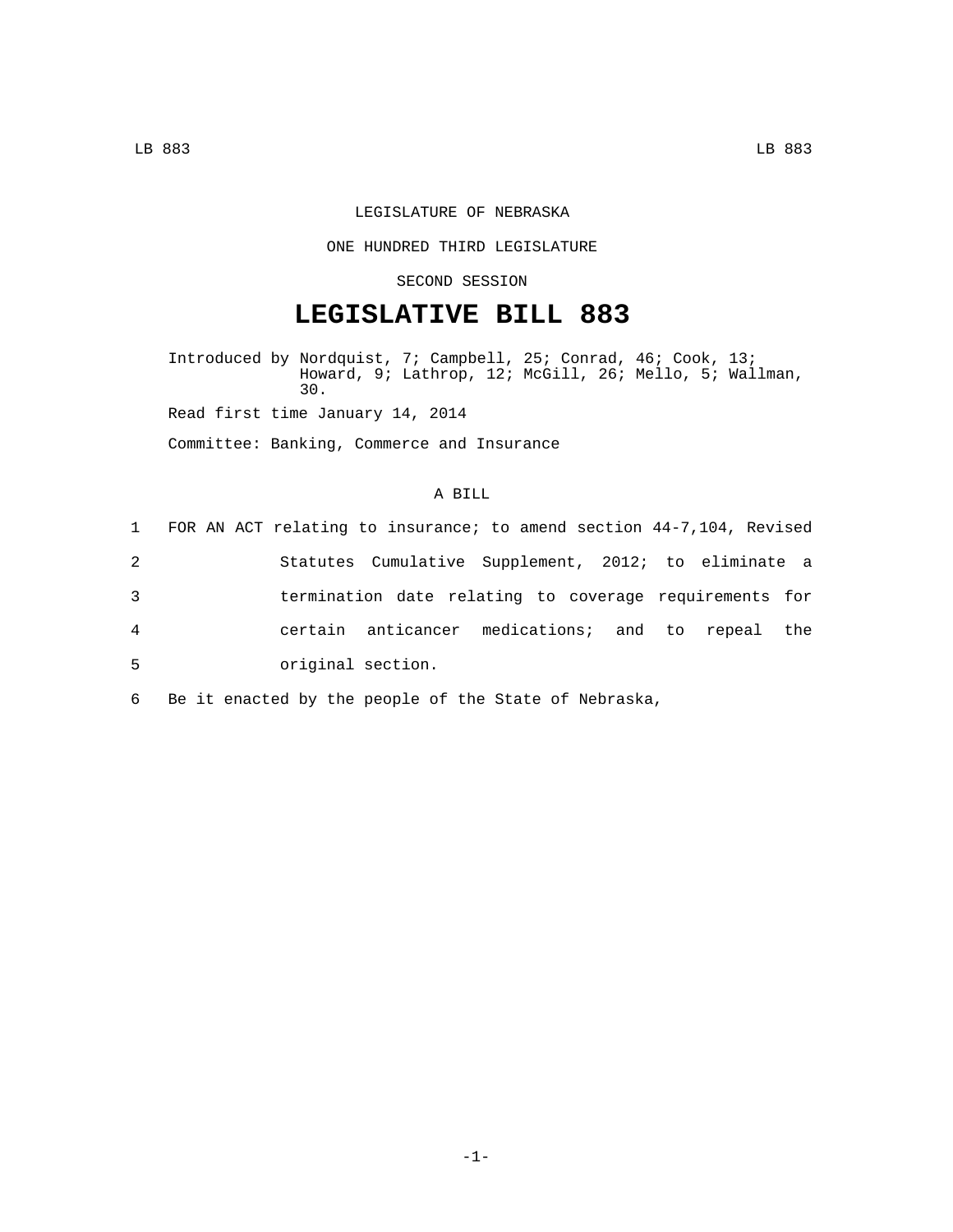LEGISLATURE OF NEBRASKA

ONE HUNDRED THIRD LEGISLATURE

SECOND SESSION

# LEGISLATIVE BILL 883

Introduced by Nordquist, 7; Campbell, 25; Conrad, 46; Cook, 13; Howard, 9; Lathrop, 12; McGill, 26; Mello, 5; Wallman, 30.

Read first time January 14, 2014

Committee: Banking, Commerce and Insurance

A BILL

1 FOR AN ACT relating to insurance; to amend section 44-7,104, Revised
2 Statutes Cumulative Supplement, 2012; to eliminate a
3 termination date relating to coverage requirements for
4 certain anticancer medications; and to repeal the
5 original section.

6 Be it enacted by the people of the State of Nebraska,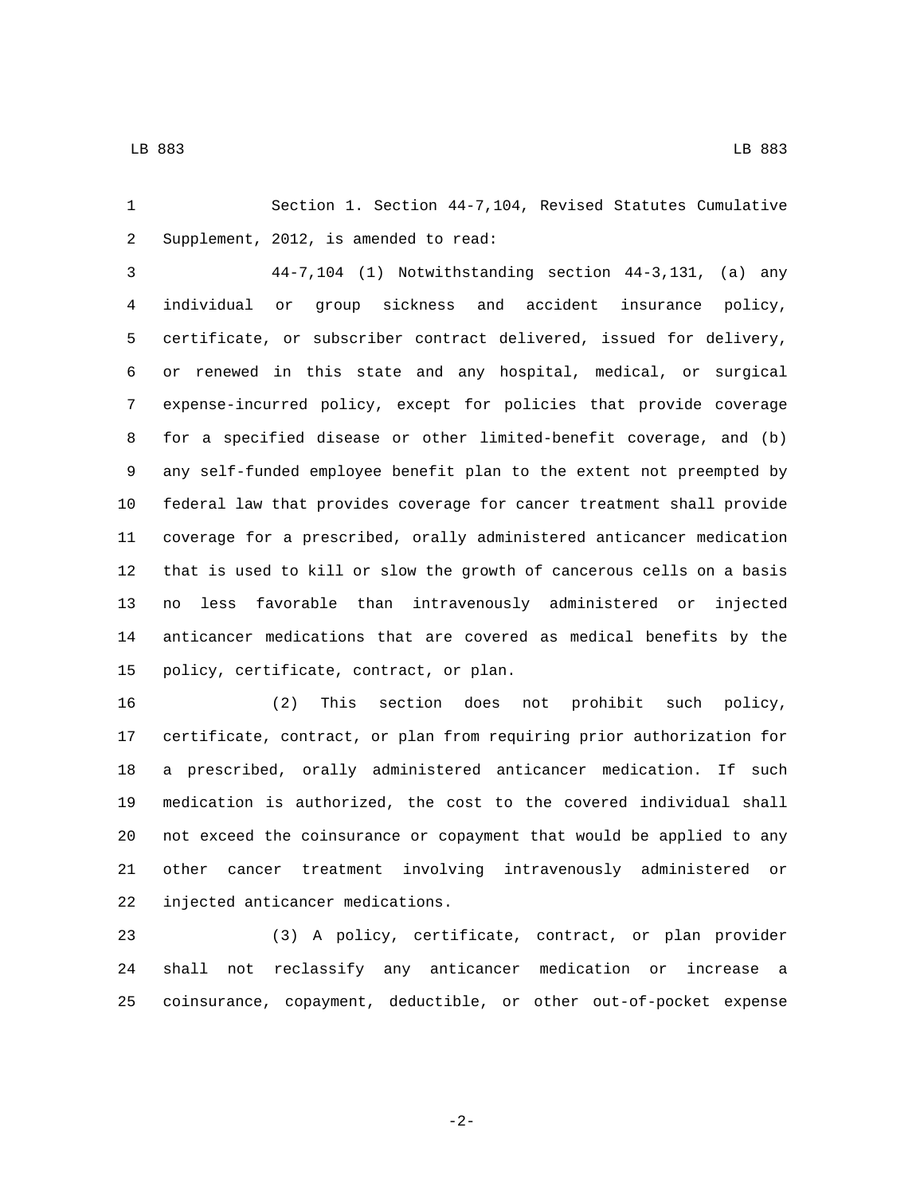Section 1. Section 44-7,104, Revised Statutes Cumulative Supplement, 2012, is amended to read:

44-7,104 (1) Notwithstanding section 44-3,131, (a) any individual or group sickness and accident insurance policy, certificate, or subscriber contract delivered, issued for delivery, or renewed in this state and any hospital, medical, or surgical expense-incurred policy, except for policies that provide coverage for a specified disease or other limited-benefit coverage, and (b) any self-funded employee benefit plan to the extent not preempted by federal law that provides coverage for cancer treatment shall provide coverage for a prescribed, orally administered anticancer medication that is used to kill or slow the growth of cancerous cells on a basis no less favorable than intravenously administered or injected anticancer medications that are covered as medical benefits by the policy, certificate, contract, or plan.

(2) This section does not prohibit such policy, certificate, contract, or plan from requiring prior authorization for a prescribed, orally administered anticancer medication. If such medication is authorized, the cost to the covered individual shall not exceed the coinsurance or copayment that would be applied to any other cancer treatment involving intravenously administered or injected anticancer medications.

(3) A policy, certificate, contract, or plan provider shall not reclassify any anticancer medication or increase a coinsurance, copayment, deductible, or other out-of-pocket expense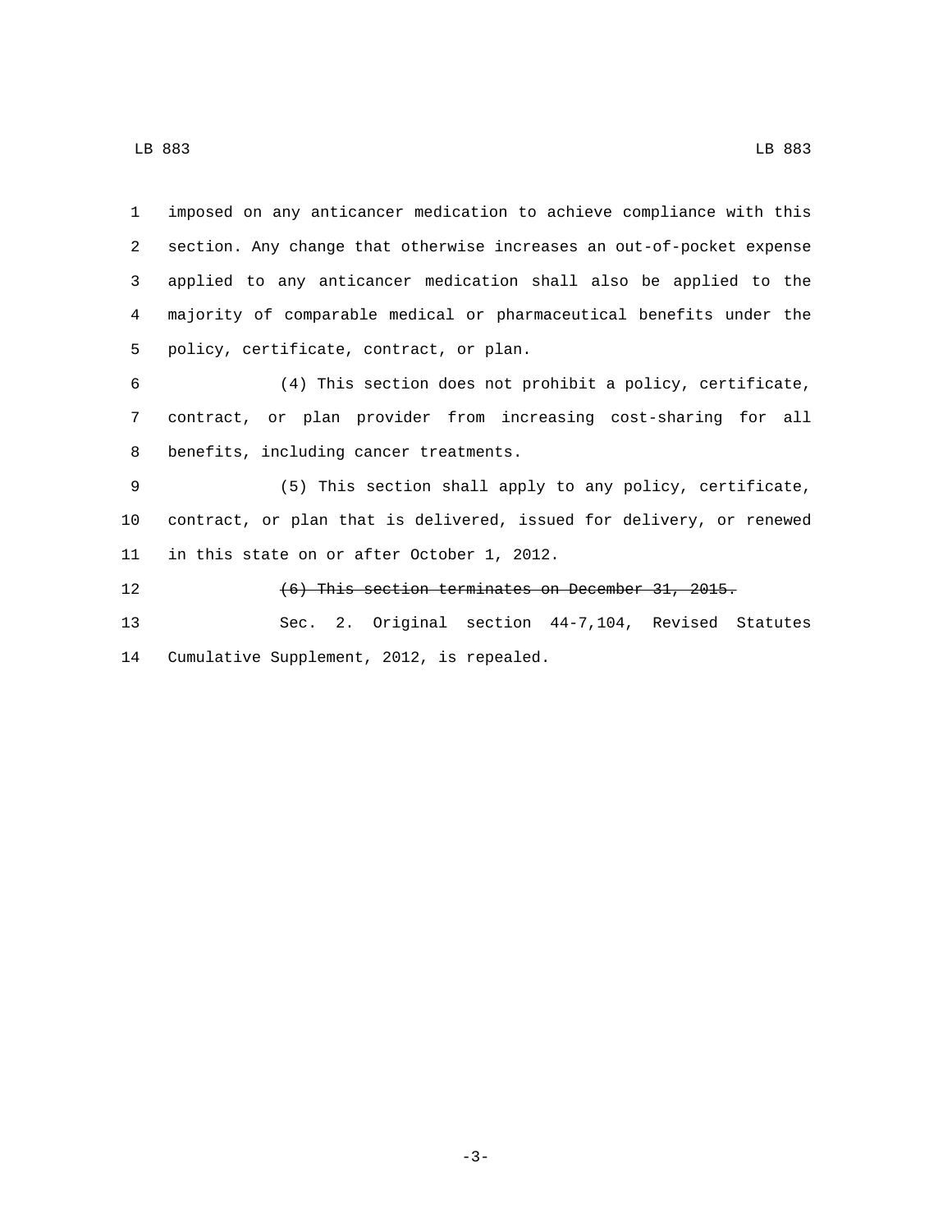imposed on any anticancer medication to achieve compliance with this section. Any change that otherwise increases an out-of-pocket expense applied to any anticancer medication shall also be applied to the majority of comparable medical or pharmaceutical benefits under the policy, certificate, contract, or plan.

(4) This section does not prohibit a policy, certificate, contract, or plan provider from increasing cost-sharing for all benefits, including cancer treatments.

(5) This section shall apply to any policy, certificate, contract, or plan that is delivered, issued for delivery, or renewed in this state on or after October 1, 2012.

~~(6) This section terminates on December 31, 2015.~~

Sec. 2. Original section 44-7,104, Revised Statutes Cumulative Supplement, 2012, is repealed.